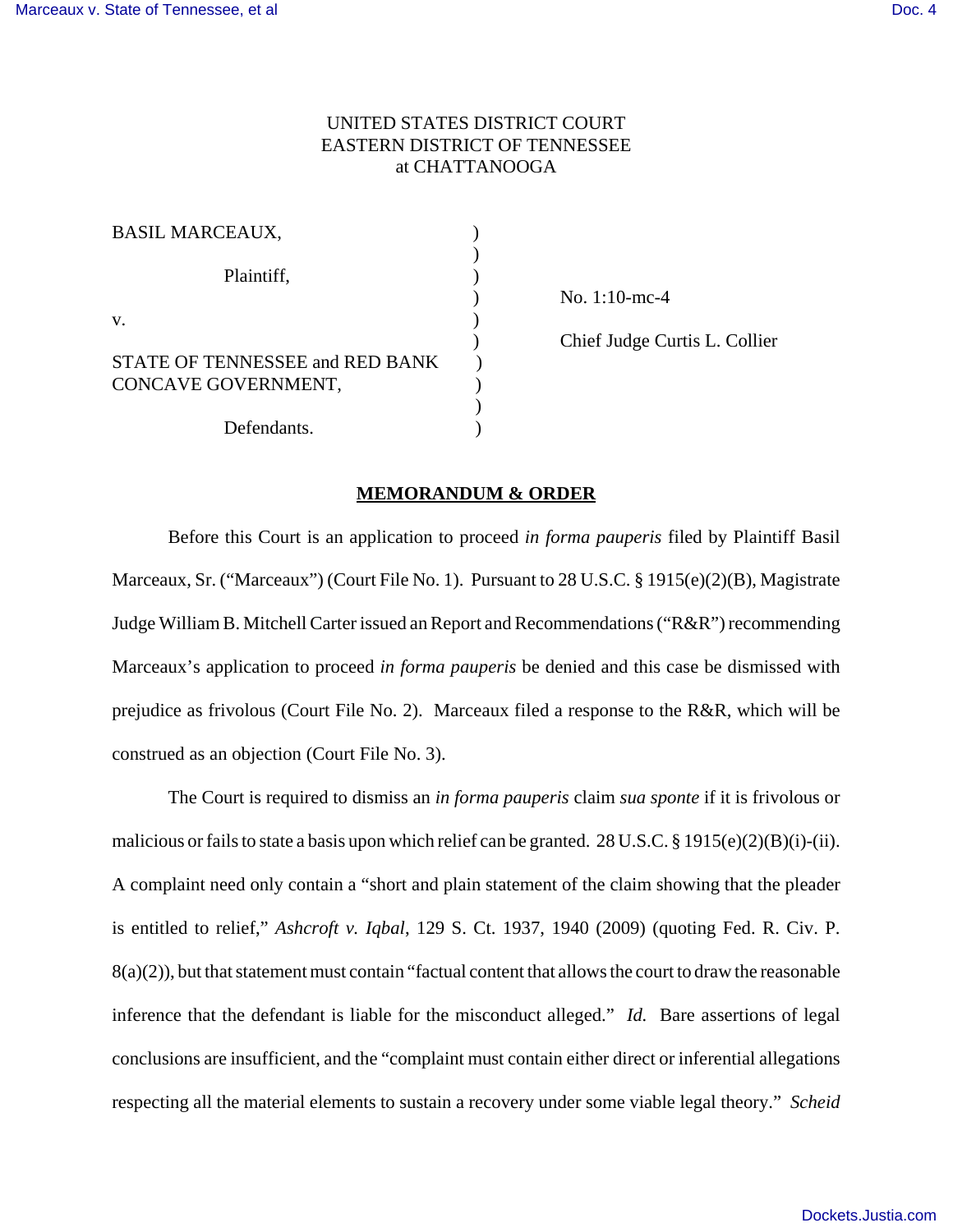UNITED STATES DISTRICT COURT
EASTERN DISTRICT OF TENNESSEE
at CHATTANOOGA

| | | |
|---|---|---|
| BASIL MARCEAUX,<br><br>Plaintiff,<br><br>v.<br><br>STATE OF TENNESSEE and RED BANK CONCAVE GOVERNMENT,<br><br>Defendants. | ) | No. 1:10-mc-4<br><br>Chief Judge Curtis L. Collier |

**MEMORANDUM & ORDER**

Before this Court is an application to proceed *in forma pauperis* filed by Plaintiff Basil Marceaux, Sr. ("Marceaux") (Court File No. 1). Pursuant to 28 U.S.C. § 1915(e)(2)(B), Magistrate Judge William B. Mitchell Carter issued an Report and Recommendations ("R&R") recommending Marceaux's application to proceed *in forma pauperis* be denied and this case be dismissed with prejudice as frivolous (Court File No. 2). Marceaux filed a response to the R&R, which will be construed as an objection (Court File No. 3).

The Court is required to dismiss an *in forma pauperis* claim *sua sponte* if it is frivolous or malicious or fails to state a basis upon which relief can be granted. 28 U.S.C. § 1915(e)(2)(B)(i)-(ii). A complaint need only contain a "short and plain statement of the claim showing that the pleader is entitled to relief," *Ashcroft v. Iqbal*, 129 S. Ct. 1937, 1940 (2009) (quoting Fed. R. Civ. P. 8(a)(2)), but that statement must contain "factual content that allows the court to draw the reasonable inference that the defendant is liable for the misconduct alleged." *Id.* Bare assertions of legal conclusions are insufficient, and the "complaint must contain either direct or inferential allegations respecting all the material elements to sustain a recovery under some viable legal theory." *Scheid*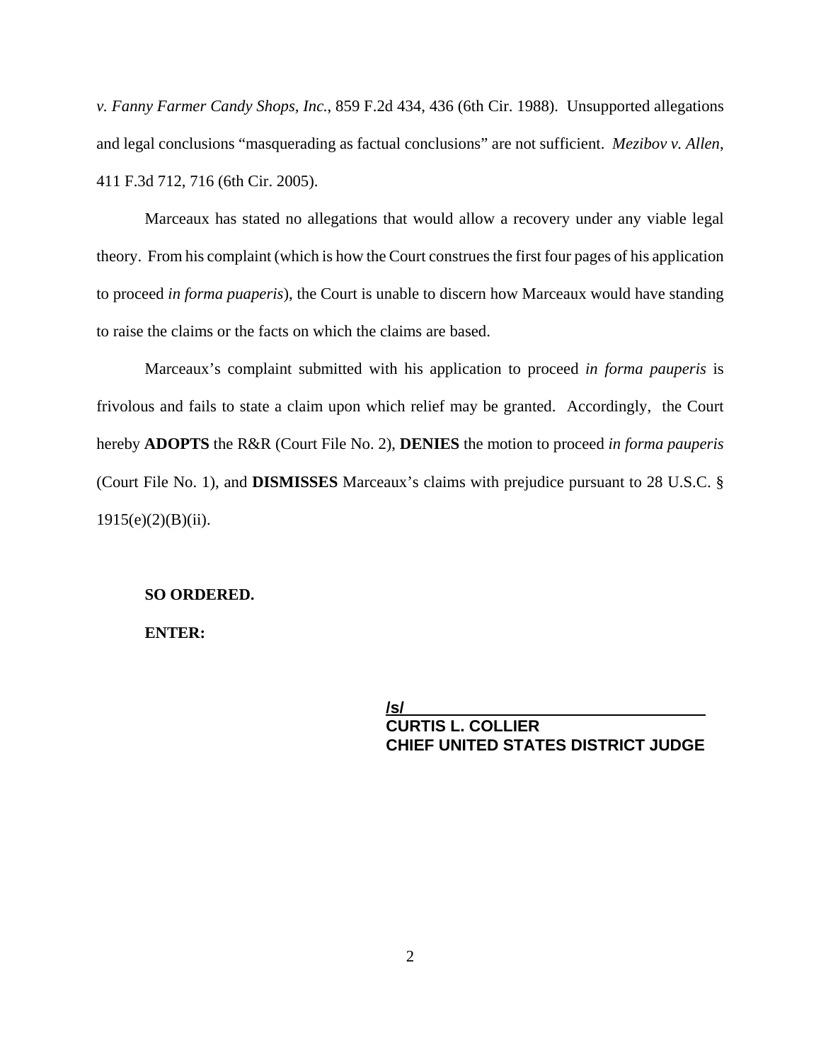*v. Fanny Farmer Candy Shops, Inc.*, 859 F.2d 434, 436 (6th Cir. 1988). Unsupported allegations and legal conclusions "masquerading as factual conclusions" are not sufficient. *Mezibov v. Allen*, 411 F.3d 712, 716 (6th Cir. 2005).

Marceaux has stated no allegations that would allow a recovery under any viable legal theory. From his complaint (which is how the Court construes the first four pages of his application to proceed *in forma puaperis*), the Court is unable to discern how Marceaux would have standing to raise the claims or the facts on which the claims are based.

Marceaux's complaint submitted with his application to proceed *in forma pauperis* is frivolous and fails to state a claim upon which relief may be granted. Accordingly, the Court hereby **ADOPTS** the R&R (Court File No. 2), **DENIES** the motion to proceed *in forma pauperis* (Court File No. 1), and **DISMISSES** Marceaux's claims with prejudice pursuant to 28 U.S.C. § 1915(e)(2)(B)(ii).

**SO ORDERED.**

**ENTER:**

*/s/*
**CURTIS L. COLLIER**
**CHIEF UNITED STATES DISTRICT JUDGE**